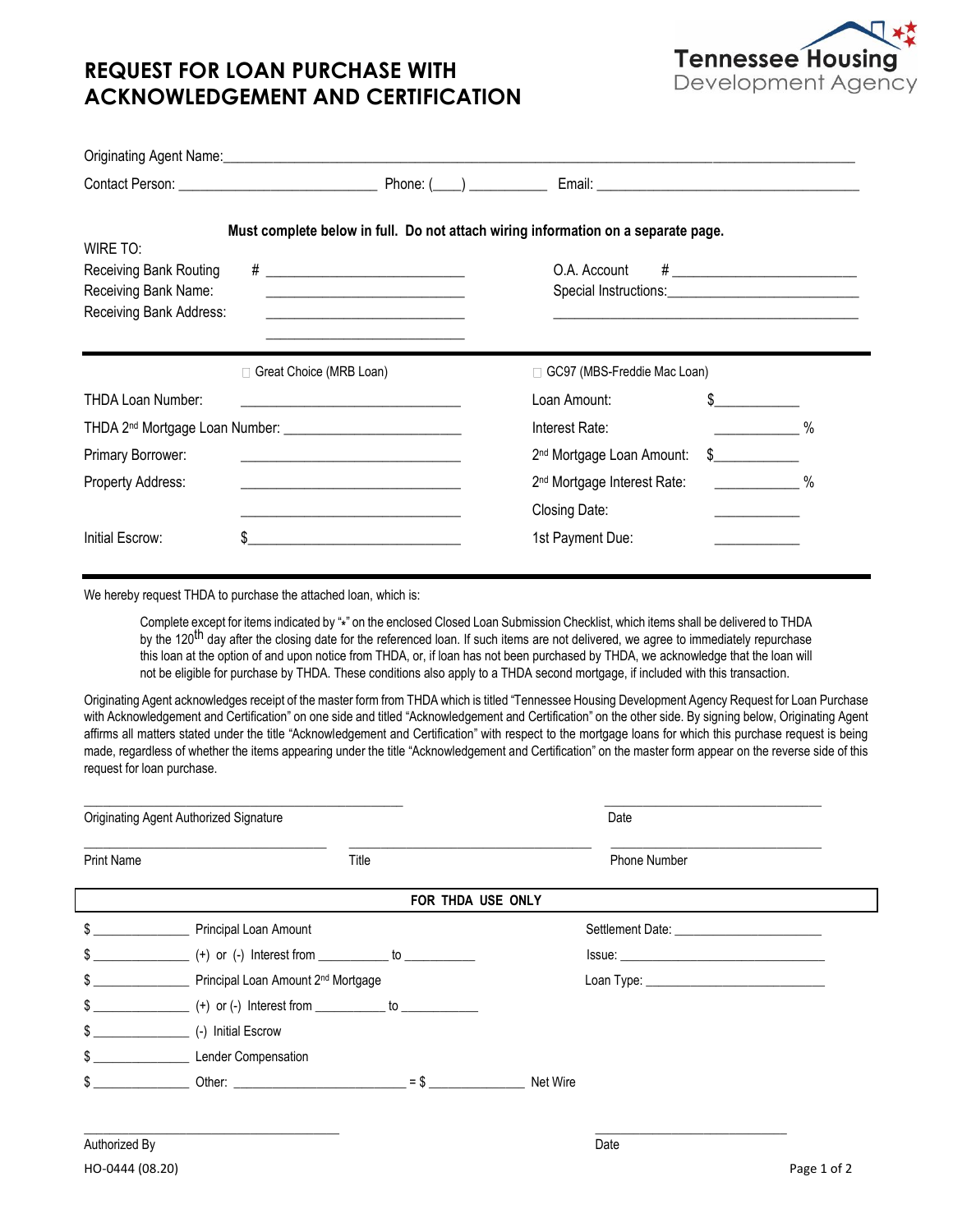# REQUEST FOR LOAN PURCHASE WITH ACKNOWLEDGEMENT AND CERTIFICATION

Tennessee Housing Development Agency

Originating Agent Name: ______________________________________________

Contact Person: ______________________ Phone: (____) __________ Email: ______________________________

**Must complete below in full. Do not attach wiring information on a separate page.**

WIRE TO:

| | | | |
|---|---|---|---|
| Receiving Bank Routing | # ________________________ | O.A. Account | # ________________________ |
| Receiving Bank Name: | ________________________ | Special Instructions: | ________________________ |
| Receiving Bank Address: | ________________________ | | ________________________ |
| | ________________________ | | |

| | | | |
|---|---|---|---|
| | ☐ Great Choice (MRB Loan) | ☐ GC97 (MBS-Freddie Mac Loan) | |
| THDA Loan Number: | ________________________ | Loan Amount: | $___________ |
| THDA 2nd Mortgage Loan Number: | ________________________ | Interest Rate: | ___________ % |
| Primary Borrower: | ________________________ | 2nd Mortgage Loan Amount: | $___________ |
| Property Address: | ________________________ | 2nd Mortgage Interest Rate: | ___________ % |
| | ________________________ | Closing Date: | ___________ |
| Initial Escrow: | $________________________ | 1st Payment Due: | ___________ |

We hereby request THDA to purchase the attached loan, which is:

> Complete except for items indicated by "*" on the enclosed Closed Loan Submission Checklist, which items shall be delivered to THDA by the 120th day after the closing date for the referenced loan. If such items are not delivered, we agree to immediately repurchase this loan at the option of and upon notice from THDA, or, if loan has not been purchased by THDA, we acknowledge that the loan will not be eligible for purchase by THDA. These conditions also apply to a THDA second mortgage, if included with this transaction.

Originating Agent acknowledges receipt of the master form from THDA which is titled "Tennessee Housing Development Agency Request for Loan Purchase with Acknowledgement and Certification" on one side and titled "Acknowledgement and Certification" on the other side. By signing below, Originating Agent affirms all matters stated under the title "Acknowledgement and Certification" with respect to the mortgage loans for which this purchase request is being made, regardless of whether the items appearing under the title "Acknowledgement and Certification" on the master form appear on the reverse side of this request for loan purchase.

______________________________ &nbsp;&nbsp;&nbsp;&nbsp; ______________________
Originating Agent Authorized Signature &nbsp;&nbsp;&nbsp;&nbsp; Date

______________________ &nbsp;&nbsp; ______________________ &nbsp;&nbsp; ______________________
Print Name &nbsp;&nbsp; Title &nbsp;&nbsp; Phone Number

**FOR THDA USE ONLY**

| | | |
|---|---|---|
| $ ___________ | Principal Loan Amount | Settlement Date: ____________________ |
| $ ___________ | (+) or (-) Interest from _________ to _________ | Issue: ____________________ |
| $ ___________ | Principal Loan Amount 2nd Mortgage | Loan Type: ____________________ |
| $ ___________ | (+) or (-) Interest from _________ to _________ | |
| $ ___________ | (-) Initial Escrow | |
| $ ___________ | Lender Compensation | |
| $ ___________ | Other: ____________________ = $ ___________ Net Wire | |

______________________________ &nbsp;&nbsp;&nbsp;&nbsp; ______________________
Authorized By &nbsp;&nbsp;&nbsp;&nbsp; Date

HO-0444 (08.20)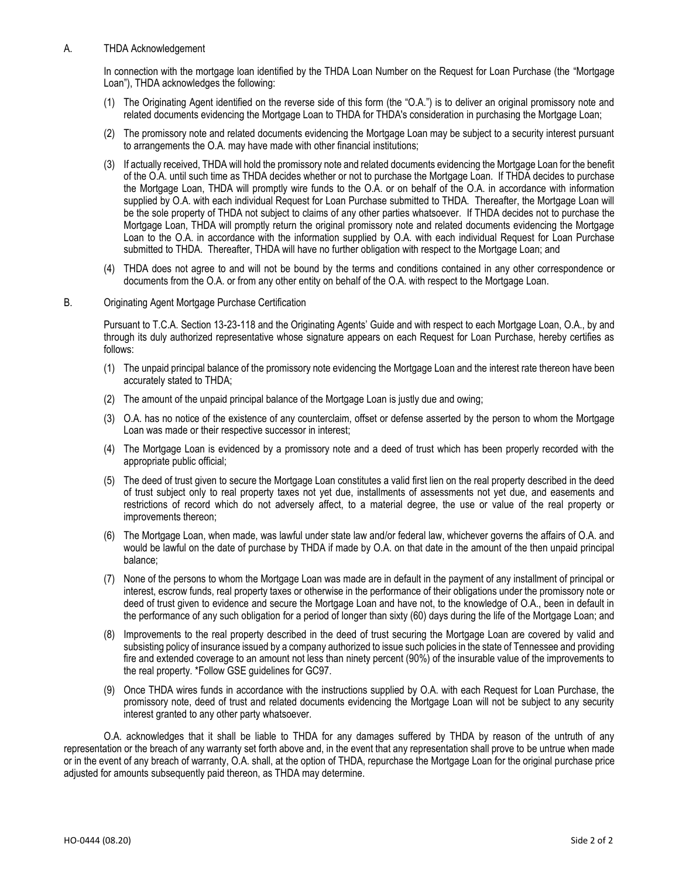## A. THDA Acknowledgement

In connection with the mortgage loan identified by the THDA Loan Number on the Request for Loan Purchase (the "Mortgage Loan"), THDA acknowledges the following:

(1) The Originating Agent identified on the reverse side of this form (the "O.A.") is to deliver an original promissory note and related documents evidencing the Mortgage Loan to THDA for THDA's consideration in purchasing the Mortgage Loan;

(2) The promissory note and related documents evidencing the Mortgage Loan may be subject to a security interest pursuant to arrangements the O.A. may have made with other financial institutions;

(3) If actually received, THDA will hold the promissory note and related documents evidencing the Mortgage Loan for the benefit of the O.A. until such time as THDA decides whether or not to purchase the Mortgage Loan. If THDA decides to purchase the Mortgage Loan, THDA will promptly wire funds to the O.A. or on behalf of the O.A. in accordance with information supplied by O.A. with each individual Request for Loan Purchase submitted to THDA. Thereafter, the Mortgage Loan will be the sole property of THDA not subject to claims of any other parties whatsoever. If THDA decides not to purchase the Mortgage Loan, THDA will promptly return the original promissory note and related documents evidencing the Mortgage Loan to the O.A. in accordance with the information supplied by O.A. with each individual Request for Loan Purchase submitted to THDA. Thereafter, THDA will have no further obligation with respect to the Mortgage Loan; and

(4) THDA does not agree to and will not be bound by the terms and conditions contained in any other correspondence or documents from the O.A. or from any other entity on behalf of the O.A. with respect to the Mortgage Loan.

## B. Originating Agent Mortgage Purchase Certification

Pursuant to T.C.A. Section 13-23-118 and the Originating Agents' Guide and with respect to each Mortgage Loan, O.A., by and through its duly authorized representative whose signature appears on each Request for Loan Purchase, hereby certifies as follows:

(1) The unpaid principal balance of the promissory note evidencing the Mortgage Loan and the interest rate thereon have been accurately stated to THDA;

(2) The amount of the unpaid principal balance of the Mortgage Loan is justly due and owing;

(3) O.A. has no notice of the existence of any counterclaim, offset or defense asserted by the person to whom the Mortgage Loan was made or their respective successor in interest;

(4) The Mortgage Loan is evidenced by a promissory note and a deed of trust which has been properly recorded with the appropriate public official;

(5) The deed of trust given to secure the Mortgage Loan constitutes a valid first lien on the real property described in the deed of trust subject only to real property taxes not yet due, installments of assessments not yet due, and easements and restrictions of record which do not adversely affect, to a material degree, the use or value of the real property or improvements thereon;

(6) The Mortgage Loan, when made, was lawful under state law and/or federal law, whichever governs the affairs of O.A. and would be lawful on the date of purchase by THDA if made by O.A. on that date in the amount of the then unpaid principal balance;

(7) None of the persons to whom the Mortgage Loan was made are in default in the payment of any installment of principal or interest, escrow funds, real property taxes or otherwise in the performance of their obligations under the promissory note or deed of trust given to evidence and secure the Mortgage Loan and have not, to the knowledge of O.A., been in default in the performance of any such obligation for a period of longer than sixty (60) days during the life of the Mortgage Loan; and

(8) Improvements to the real property described in the deed of trust securing the Mortgage Loan are covered by valid and subsisting policy of insurance issued by a company authorized to issue such policies in the state of Tennessee and providing fire and extended coverage to an amount not less than ninety percent (90%) of the insurable value of the improvements to the real property. *Follow GSE guidelines for GC97.

(9) Once THDA wires funds in accordance with the instructions supplied by O.A. with each Request for Loan Purchase, the promissory note, deed of trust and related documents evidencing the Mortgage Loan will not be subject to any security interest granted to any other party whatsoever.

O.A. acknowledges that it shall be liable to THDA for any damages suffered by THDA by reason of the untruth of any representation or the breach of any warranty set forth above and, in the event that any representation shall prove to be untrue when made or in the event of any breach of warranty, O.A. shall, at the option of THDA, repurchase the Mortgage Loan for the original purchase price adjusted for amounts subsequently paid thereon, as THDA may determine.

HO-0444 (08.20)